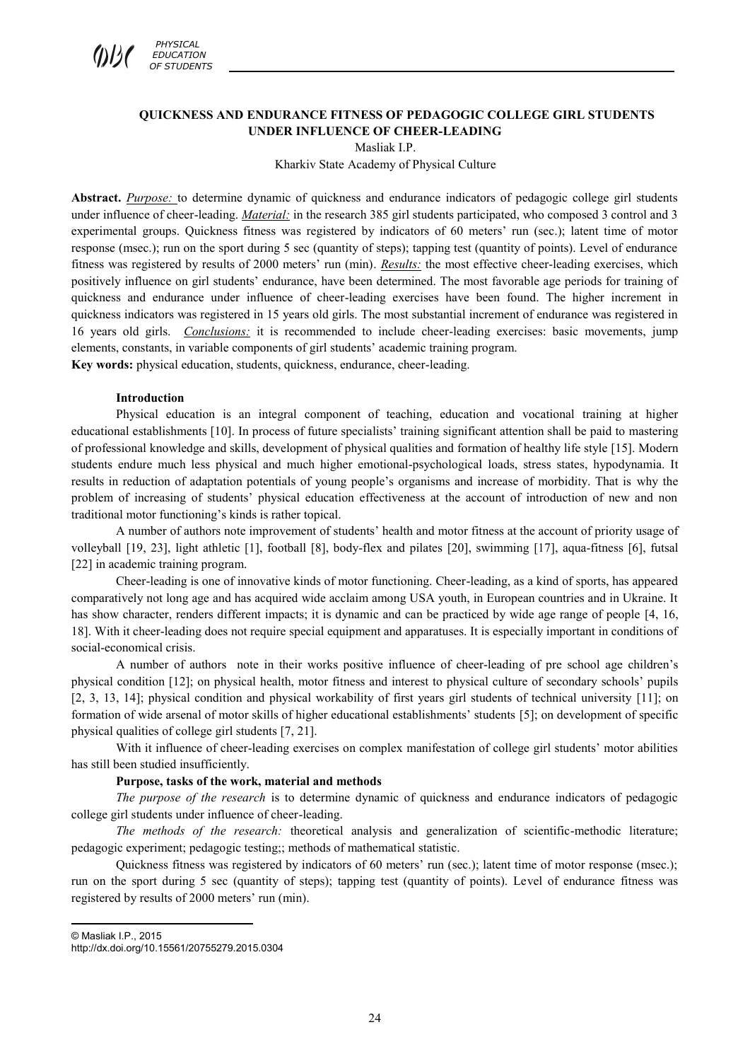# QUICKNESS AND ENDURANCE FITNESS OF PEDAGOGIC COLLEGE GIRL STUDENTS UNDER INFLUENCE OF CHEER-LEADING

Masliak I.P.

Kharkiv State Academy of Physical Culture

**Abstract.** *Purpose:* to determine dynamic of quickness and endurance indicators of pedagogic college girl students under influence of cheer-leading. *Material:* in the research 385 girl students participated, who composed 3 control and 3 experimental groups. Quickness fitness was registered by indicators of 60 meters' run (sec.); latent time of motor response (msec.); run on the sport during 5 sec (quantity of steps); tapping test (quantity of points). Level of endurance fitness was registered by results of 2000 meters' run (min). *Results:* the most effective cheer-leading exercises, which positively influence on girl students' endurance, have been determined. The most favorable age periods for training of quickness and endurance under influence of cheer-leading exercises have been found. The higher increment in quickness indicators was registered in 15 years old girls. The most substantial increment of endurance was registered in 16 years old girls. *Conclusions:* it is recommended to include cheer-leading exercises: basic movements, jump elements, constants, in variable components of girl students' academic training program.

**Key words:** physical education, students, quickness, endurance, cheer-leading.

## Introduction

Physical education is an integral component of teaching, education and vocational training at higher educational establishments [10]. In process of future specialists' training significant attention shall be paid to mastering of professional knowledge and skills, development of physical qualities and formation of healthy life style [15]. Modern students endure much less physical and much higher emotional-psychological loads, stress states, hypodynamia. It results in reduction of adaptation potentials of young people's organisms and increase of morbidity. That is why the problem of increasing of students' physical education effectiveness at the account of introduction of new and non traditional motor functioning's kinds is rather topical.

A number of authors note improvement of students' health and motor fitness at the account of priority usage of volleyball [19, 23], light athletic [1], football [8], body-flex and pilates [20], swimming [17], aqua-fitness [6], futsal [22] in academic training program.

Cheer-leading is one of innovative kinds of motor functioning. Cheer-leading, as a kind of sports, has appeared comparatively not long age and has acquired wide acclaim among USA youth, in European countries and in Ukraine. It has show character, renders different impacts; it is dynamic and can be practiced by wide age range of people [4, 16, 18]. With it cheer-leading does not require special equipment and apparatuses. It is especially important in conditions of social-economical crisis.

A number of authors note in their works positive influence of cheer-leading of pre school age children's physical condition [12]; on physical health, motor fitness and interest to physical culture of secondary schools' pupils [2, 3, 13, 14]; physical condition and physical workability of first years girl students of technical university [11]; on formation of wide arsenal of motor skills of higher educational establishments' students [5]; on development of specific physical qualities of college girl students [7, 21].

With it influence of cheer-leading exercises on complex manifestation of college girl students' motor abilities has still been studied insufficiently.

## Purpose, tasks of the work, material and methods

*The purpose of the research* is to determine dynamic of quickness and endurance indicators of pedagogic college girl students under influence of cheer-leading.

*The methods of the research:* theoretical analysis and generalization of scientific-methodic literature; pedagogic experiment; pedagogic testing;; methods of mathematical statistic.

Quickness fitness was registered by indicators of 60 meters' run (sec.); latent time of motor response (msec.); run on the sport during 5 sec (quantity of steps); tapping test (quantity of points). Level of endurance fitness was registered by results of 2000 meters' run (min).

---

© Masliak I.P., 2015

http://dx.doi.org/10.15561/20755279.2015.0304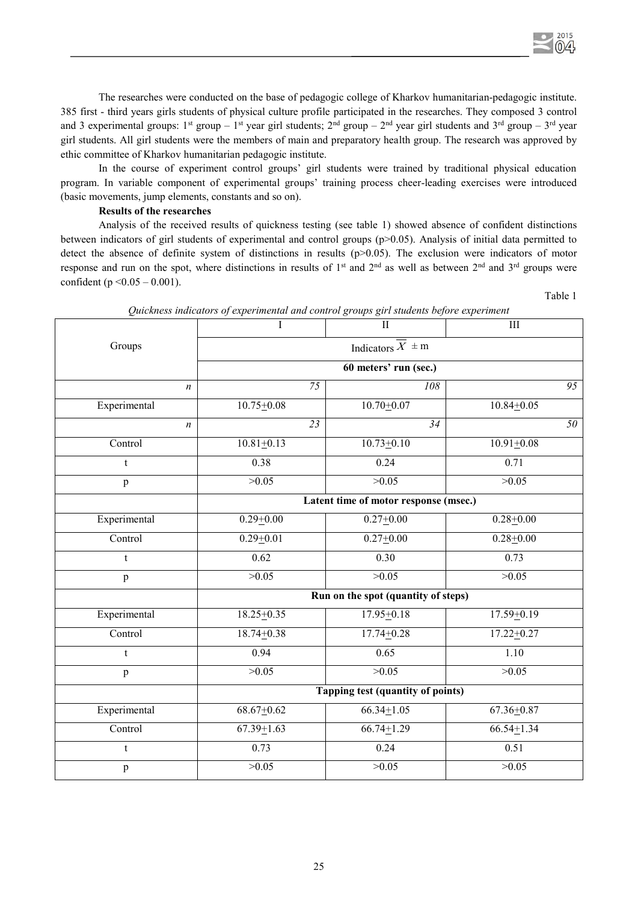The researches were conducted on the base of pedagogic college of Kharkov humanitarian-pedagogic institute. 385 first - third years girls students of physical culture profile participated in the researches. They composed 3 control and 3 experimental groups: 1st group – 1st year girl students; 2nd group – 2nd year girl students and 3rd group – 3rd year girl students. All girl students were the members of main and preparatory health group. The research was approved by ethic committee of Kharkov humanitarian pedagogic institute.

In the course of experiment control groups' girl students were trained by traditional physical education program. In variable component of experimental groups' training process cheer-leading exercises were introduced (basic movements, jump elements, constants and so on).

**Results of the researches**

Analysis of the received results of quickness testing (see table 1) showed absence of confident distinctions between indicators of girl students of experimental and control groups ($p>0.05$). Analysis of initial data permitted to detect the absence of definite system of distinctions in results ($p>0.05$). The exclusion were indicators of motor response and run on the spot, where distinctions in results of 1st and 2nd as well as between 2nd and 3rd groups were confident ($p < 0.05 – 0.001$).

Table 1

*Quickness indicators of experimental and control groups girl students before experiment*

| Groups | I | II | III |
|---|---|---|---|
| | Indicators $\overline{X} \pm m$ | | |
| | **60 meters' run (sec.)** | | |
| *n* | *75* | *108* | *95* |
| Experimental | 10.75±0.08 | 10.70±0.07 | 10.84±0.05 |
| *n* | *23* | *34* | *50* |
| Control | 10.81±0.13 | 10.73±0.10 | 10.91±0.08 |
| t | 0.38 | 0.24 | 0.71 |
| p | >0.05 | >0.05 | >0.05 |
| | **Latent time of motor response (msec.)** | | |
| Experimental | 0.29±0.00 | 0.27±0.00 | 0.28±0.00 |
| Control | 0.29±0.01 | 0.27±0.00 | 0.28±0.00 |
| t | 0.62 | 0.30 | 0.73 |
| p | >0.05 | >0.05 | >0.05 |
| | **Run on the spot (quantity of steps)** | | |
| Experimental | 18.25±0.35 | 17.95±0.18 | 17.59±0.19 |
| Control | 18.74±0.38 | 17.74±0.28 | 17.22±0.27 |
| t | 0.94 | 0.65 | 1.10 |
| p | >0.05 | >0.05 | >0.05 |
| | **Tapping test (quantity of points)** | | |
| Experimental | 68.67±0.62 | 66.34±1.05 | 67.36±0.87 |
| Control | 67.39±1.63 | 66.74±1.29 | 66.54±1.34 |
| t | 0.73 | 0.24 | 0.51 |
| p | >0.05 | >0.05 | >0.05 |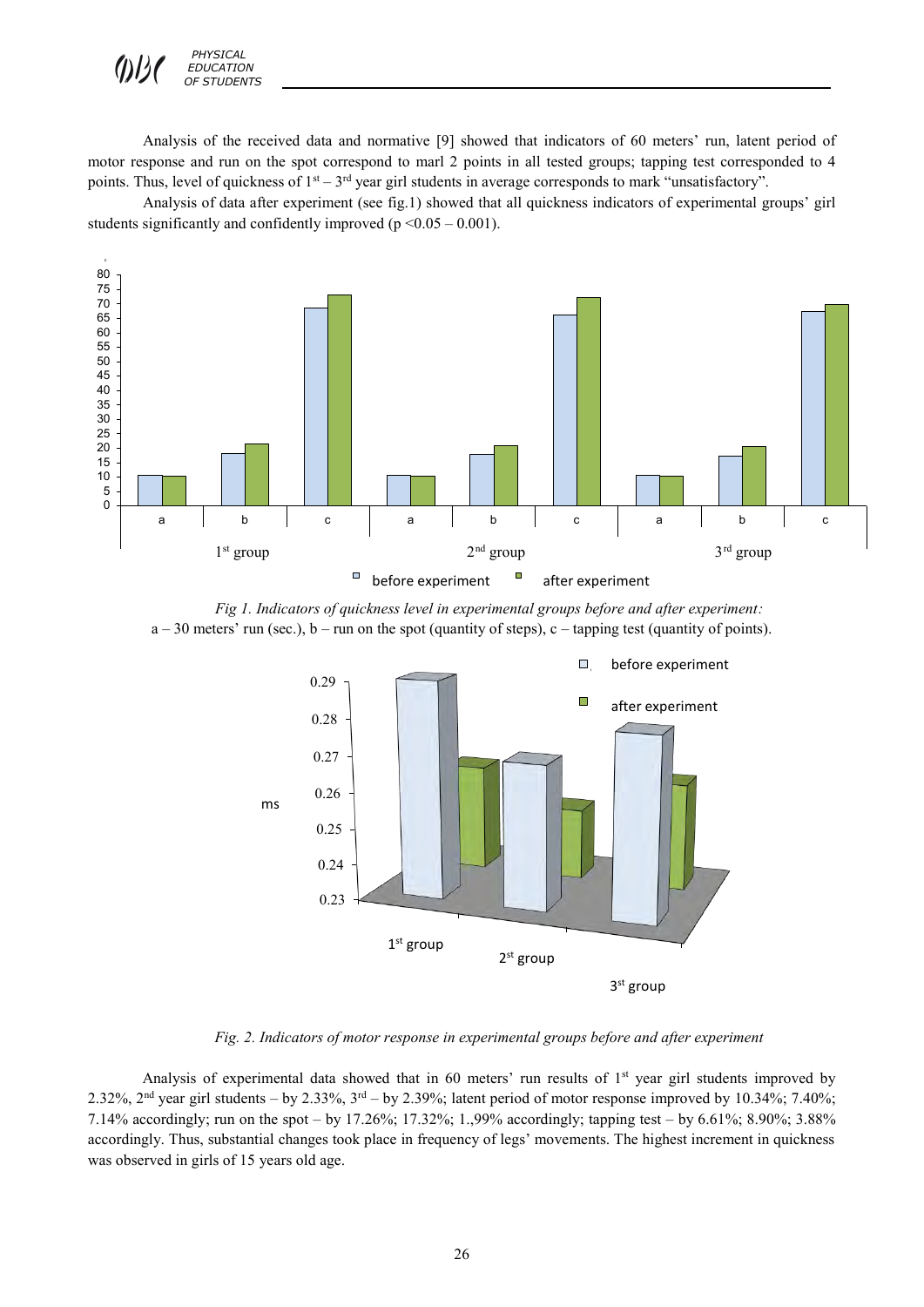Analysis of the received data and normative [9] showed that indicators of 60 meters' run, latent period of motor response and run on the spot correspond to marl 2 points in all tested groups; tapping test corresponded to 4 points. Thus, level of quickness of 1st – 3rd year girl students in average corresponds to mark "unsatisfactory".

Analysis of data after experiment (see fig.1) showed that all quickness indicators of experimental groups' girl students significantly and confidently improved ($p < 0.05 – 0.001$).

*Fig 1. Indicators of quickness level in experimental groups before and after experiment:*
a – 30 meters' run (sec.), b – run on the spot (quantity of steps), c – tapping test (quantity of points).

*Fig. 2. Indicators of motor response in experimental groups before and after experiment*

Analysis of experimental data showed that in 60 meters' run results of 1st year girl students improved by 2.32%, 2nd year girl students – by 2.33%, 3rd – by 2.39%; latent period of motor response improved by 10.34%; 7.40%; 7.14% accordingly; run on the spot – by 17.26%; 17.32%; 1.,99% accordingly; tapping test – by 6.61%; 8.90%; 3.88% accordingly. Thus, substantial changes took place in frequency of legs' movements. The highest increment in quickness was observed in girls of 15 years old age.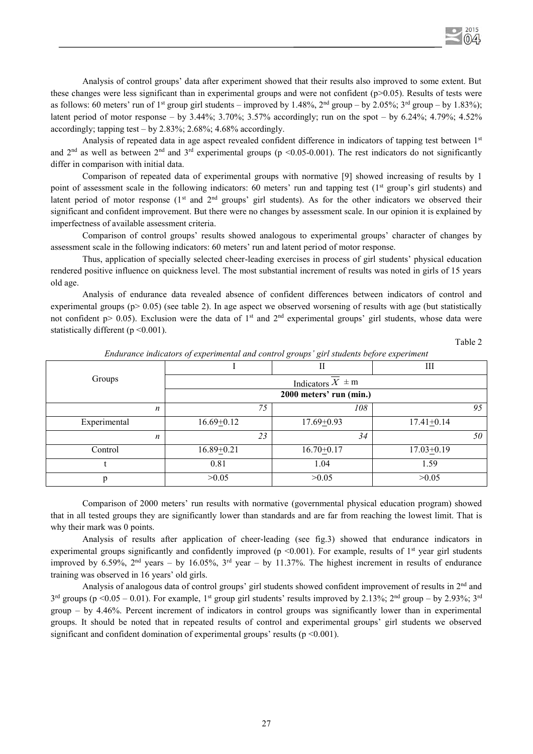Analysis of control groups' data after experiment showed that their results also improved to some extent. But these changes were less significant than in experimental groups and were not confident ($p>0.05$). Results of tests were as follows: 60 meters' run of 1st group girl students – improved by 1.48%, 2nd group – by 2.05%; 3rd group – by 1.83%); latent period of motor response – by 3.44%; 3.70%; 3.57% accordingly; run on the spot – by 6.24%; 4.79%; 4.52% accordingly; tapping test – by 2.83%; 2.68%; 4.68% accordingly.

Analysis of repeated data in age aspect revealed confident difference in indicators of tapping test between 1st and 2nd as well as between 2nd and 3rd experimental groups ($p<0.05$-$0.001$). The rest indicators do not significantly differ in comparison with initial data.

Comparison of repeated data of experimental groups with normative [9] showed increasing of results by 1 point of assessment scale in the following indicators: 60 meters' run and tapping test (1st group's girl students) and latent period of motor response (1st and 2nd groups' girl students). As for the other indicators we observed their significant and confident improvement. But there were no changes by assessment scale. In our opinion it is explained by imperfectness of available assessment criteria.

Comparison of control groups' results showed analogous to experimental groups' character of changes by assessment scale in the following indicators: 60 meters' run and latent period of motor response.

Thus, application of specially selected cheer-leading exercises in process of girl students' physical education rendered positive influence on quickness level. The most substantial increment of results was noted in girls of 15 years old age.

Analysis of endurance data revealed absence of confident differences between indicators of control and experimental groups ($p>0.05$) (see table 2). In age aspect we observed worsening of results with age (but statistically not confident $p>0.05$). Exclusion were the data of 1st and 2nd experimental groups' girl students, whose data were statistically different ($p<0.001$).

Table 2

*Endurance indicators of experimental and control groups' girl students before experiment*

| Groups | I | II | III |
|---|---|---|---|
| | Indicators $\overline{X} \pm m$ | | |
| | **2000 meters' run (min.)** | | |
| *n* | 75 | 108 | 95 |
| Experimental | 16.69±0.12 | 17.69±0.93 | 17.41±0.14 |
| *n* | 23 | 34 | 50 |
| Control | 16.89±0.21 | 16.70±0.17 | 17.03±0.19 |
| t | 0.81 | 1.04 | 1.59 |
| p | >0.05 | >0.05 | >0.05 |

Comparison of 2000 meters' run results with normative (governmental physical education program) showed that in all tested groups they are significantly lower than standards and are far from reaching the lowest limit. That is why their mark was 0 points.

Analysis of results after application of cheer-leading (see fig.3) showed that endurance indicators in experimental groups significantly and confidently improved ($p<0.001$). For example, results of 1st year girl students improved by 6.59%, 2nd years – by 16.05%, 3rd year – by 11.37%. The highest increment in results of endurance training was observed in 16 years' old girls.

Analysis of analogous data of control groups' girl students showed confident improvement of results in 2nd and 3rd groups ($p<0.05$ – $0.01$). For example, 1st group girl students' results improved by 2.13%; 2nd group – by 2.93%; 3rd group – by 4.46%. Percent increment of indicators in control groups was significantly lower than in experimental groups. It should be noted that in repeated results of control and experimental groups' girl students we observed significant and confident domination of experimental groups' results ($p<0.001$).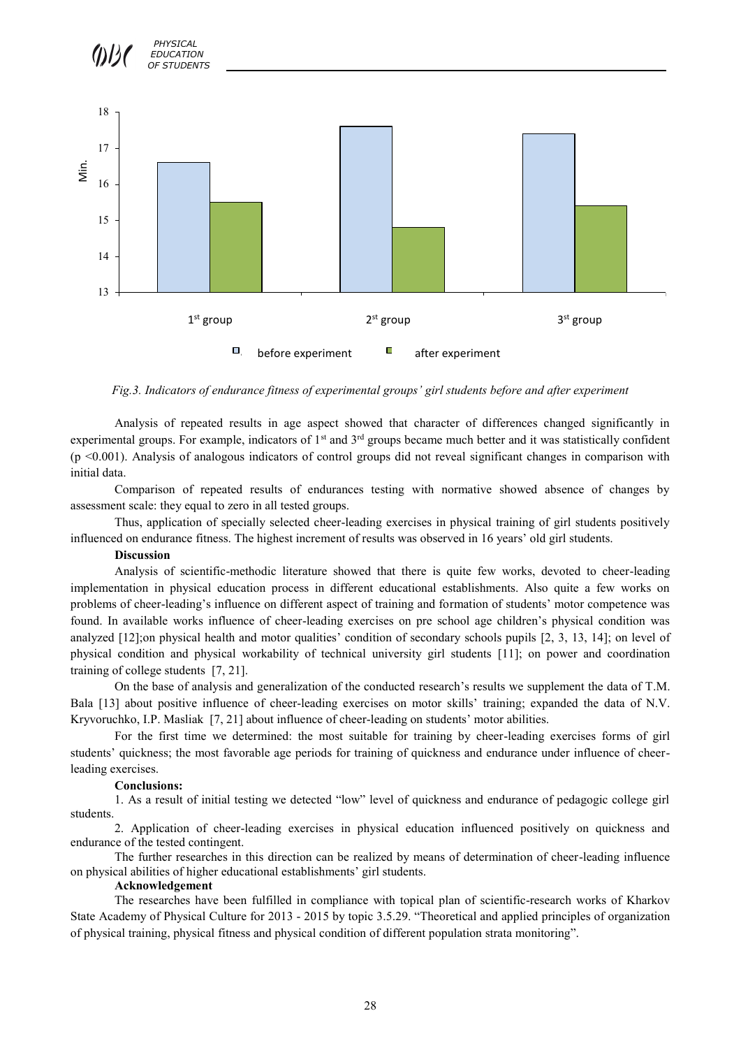*Fig.3. Indicators of endurance fitness of experimental groups' girl students before and after experiment*

Analysis of repeated results in age aspect showed that character of differences changed significantly in experimental groups. For example, indicators of 1st and 3rd groups became much better and it was statistically confident ($p < 0.001$). Analysis of analogous indicators of control groups did not reveal significant changes in comparison with initial data.

Comparison of repeated results of endurances testing with normative showed absence of changes by assessment scale: they equal to zero in all tested groups.

Thus, application of specially selected cheer-leading exercises in physical training of girl students positively influenced on endurance fitness. The highest increment of results was observed in 16 years' old girl students.

**Discussion**

Analysis of scientific-methodic literature showed that there is quite few works, devoted to cheer-leading implementation in physical education process in different educational establishments. Also quite a few works on problems of cheer-leading's influence on different aspect of training and formation of students' motor competence was found. In available works influence of cheer-leading exercises on pre school age children's physical condition was analyzed [12];on physical health and motor qualities' condition of secondary schools pupils [2, 3, 13, 14]; on level of physical condition and physical workability of technical university girl students [11]; on power and coordination training of college students [7, 21].

On the base of analysis and generalization of the conducted research's results we supplement the data of T.M. Bala [13] about positive influence of cheer-leading exercises on motor skills' training; expanded the data of N.V. Kryvoruchko, I.P. Masliak [7, 21] about influence of cheer-leading on students' motor abilities.

For the first time we determined: the most suitable for training by cheer-leading exercises forms of girl students' quickness; the most favorable age periods for training of quickness and endurance under influence of cheer-leading exercises.

**Conclusions:**

1. As a result of initial testing we detected "low" level of quickness and endurance of pedagogic college girl students.

2. Application of cheer-leading exercises in physical education influenced positively on quickness and endurance of the tested contingent.

The further researches in this direction can be realized by means of determination of cheer-leading influence on physical abilities of higher educational establishments' girl students.

**Acknowledgement**

The researches have been fulfilled in compliance with topical plan of scientific-research works of Kharkov State Academy of Physical Culture for 2013 - 2015 by topic 3.5.29. "Theoretical and applied principles of organization of physical training, physical fitness and physical condition of different population strata monitoring".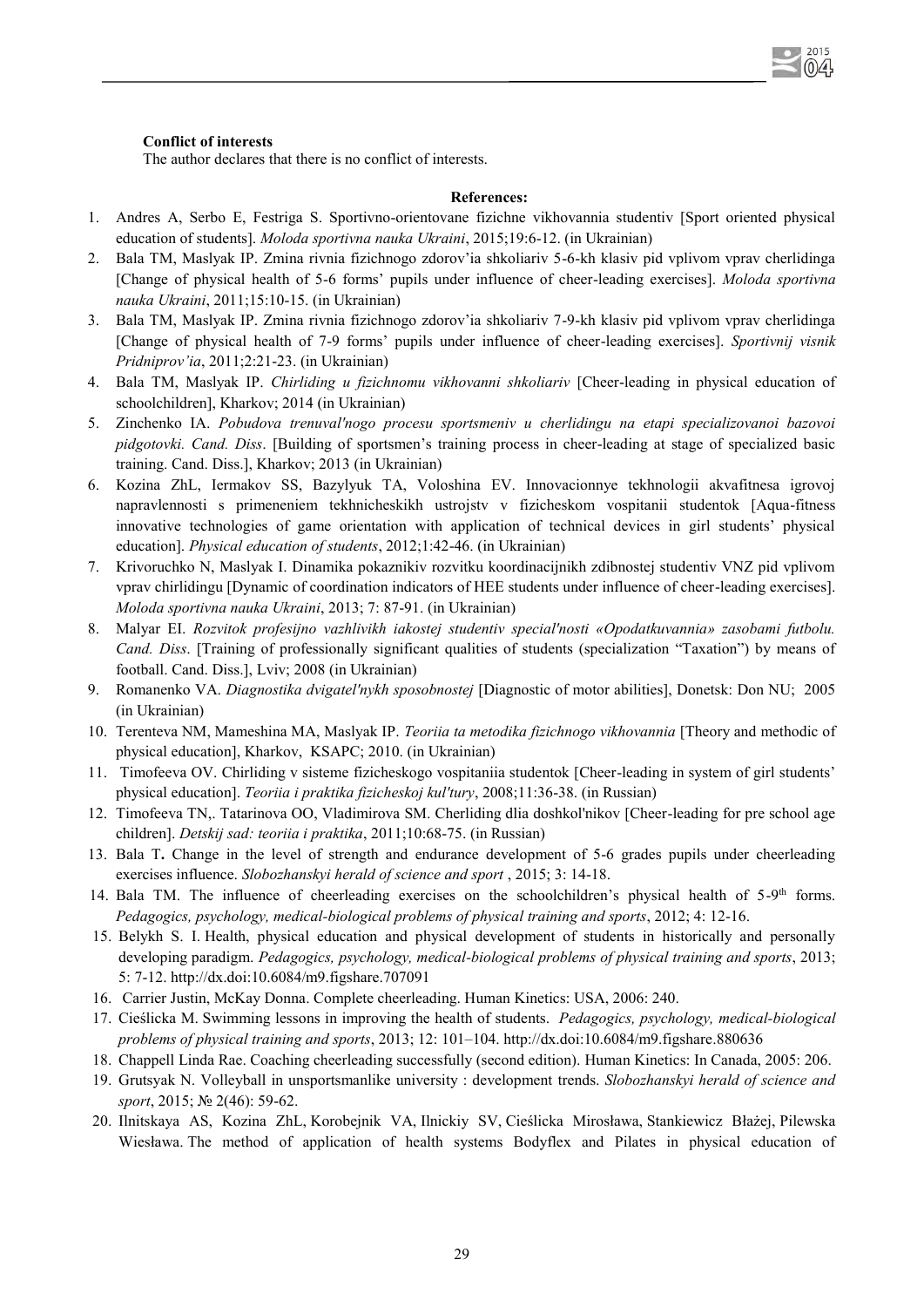**Conflict of interests**

The author declares that there is no conflict of interests.

**References:**

1. Andres A, Serbo E, Festriga S. Sportivno-orientovane fizichne vikhovannia studentiv [Sport oriented physical education of students]. *Moloda sportivna nauka Ukraini*, 2015;19:6-12. (in Ukrainian)
2. Bala TM, Maslyak IP. Zmina rivnia fizichnogo zdorov'ia shkoliariv 5-6-kh klasiv pid vplivom vprav cherlidinga [Change of physical health of 5-6 forms' pupils under influence of cheer-leading exercises]. *Moloda sportivna nauka Ukraini*, 2011;15:10-15. (in Ukrainian)
3. Bala TM, Maslyak IP. Zmina rivnia fizichnogo zdorov'ia shkoliariv 7-9-kh klasiv pid vplivom vprav cherlidinga [Change of physical health of 7-9 forms' pupils under influence of cheer-leading exercises]. *Sportivnij visnik Pridniprov'ia*, 2011;2:21-23. (in Ukrainian)
4. Bala TM, Maslyak IP. *Chirliding u fizichnomu vikhovanni shkoliariv* [Cheer-leading in physical education of schoolchildren], Kharkov; 2014 (in Ukrainian)
5. Zinchenko IA. *Pobudova trenuval'nogo procesu sportsmeniv u cherlidingu na etapi specializovanoi bazovoi pidgotovki. Cand. Diss*. [Building of sportsmen's training process in cheer-leading at stage of specialized basic training. Cand. Diss.], Kharkov; 2013 (in Ukrainian)
6. Kozina ZhL, Iermakov SS, Bazylyuk TA, Voloshina EV. Innovacionnye tekhnologii akvafitnesa igrovoj napravlennosti s primeneniem tekhnicheskikh ustrojstv v fizicheskom vospitanii studentok [Aqua-fitness innovative technologies of game orientation with application of technical devices in girl students' physical education]. *Physical education of students*, 2012;1:42-46. (in Ukrainian)
7. Krivoruchko N, Maslyak I. Dinamika pokaznikiv rozvitku koordinacijnikh zdibnostej studentiv VNZ pid vplivom vprav chirlidingu [Dynamic of coordination indicators of HEE students under influence of cheer-leading exercises]. *Moloda sportivna nauka Ukraini*, 2013; 7: 87-91. (in Ukrainian)
8. Malyar EI. *Rozvitok profesijno vazhlivikh iakostej studentiv special'nosti «Opodatkuvannia» zasobami futbolu. Cand. Diss*. [Training of professionally significant qualities of students (specialization "Taxation") by means of football. Cand. Diss.], Lviv; 2008 (in Ukrainian)
9. Romanenko VA. *Diagnostika dvigatel'nykh sposobnostej* [Diagnostic of motor abilities], Donetsk: Don NU; 2005 (in Ukrainian)
10. Terenteva NM, Mameshina MA, Maslyak IP. *Teoriia ta metodika fizichnogo vikhovannia* [Theory and methodic of physical education], Kharkov, KSAPC; 2010. (in Ukrainian)
11. Timofeeva OV. Chirliding v sisteme fizicheskogo vospitaniia studentok [Cheer-leading in system of girl students' physical education]. *Teoriia i praktika fizicheskoj kul'tury*, 2008;11:36-38. (in Russian)
12. Timofeeva TN,. Tatarinova OO, Vladimirova SM. Cherliding dlia doshkol'nikov [Cheer-leading for pre school age children]. *Detskij sad: teoriia i praktika*, 2011;10:68-75. (in Russian)
13. Bala T**.** Change in the level of strength and endurance development of 5-6 grades pupils under cheerleading exercises influence. *Slobozhanskyi herald of science and sport* , 2015; 3: 14-18.
14. Bala TM. The influence of cheerleading exercises on the schoolchildren's physical health of 5-9th forms. *Pedagogics, psychology, medical-biological problems of physical training and sports*, 2012; 4: 12-16.
15. Belykh S. I. Health, physical education and physical development of students in historically and personally developing paradigm. *Pedagogics, psychology, medical-biological problems of physical training and sports*, 2013; 5: 7-12. http://dx.doi:10.6084/m9.figshare.707091
16. Carrier Justin, McKay Donna. Complete cheerleading. Human Kinetics: USA, 2006: 240.
17. Cieślicka M. Swimming lessons in improving the health of students. *Pedagogics, psychology, medical-biological problems of physical training and sports*, 2013; 12: 101–104. http://dx.doi:10.6084/m9.figshare.880636
18. Chappell Linda Rae. Coaching cheerleading successfully (second edition). Human Kinetics: In Canada, 2005: 206.
19. Grutsyak N. Volleyball in unsportsmanlike university : development trends. *Slobozhanskyi herald of science and sport*, 2015; № 2(46): 59-62.
20. Ilnitskaya AS, Kozina ZhL, Korobejnik VA, Ilnickiy SV, Cieślicka Mirosława, Stankiewicz Błażej, Pilewska Wiesława. The method of application of health systems Bodyflex and Pilates in physical education of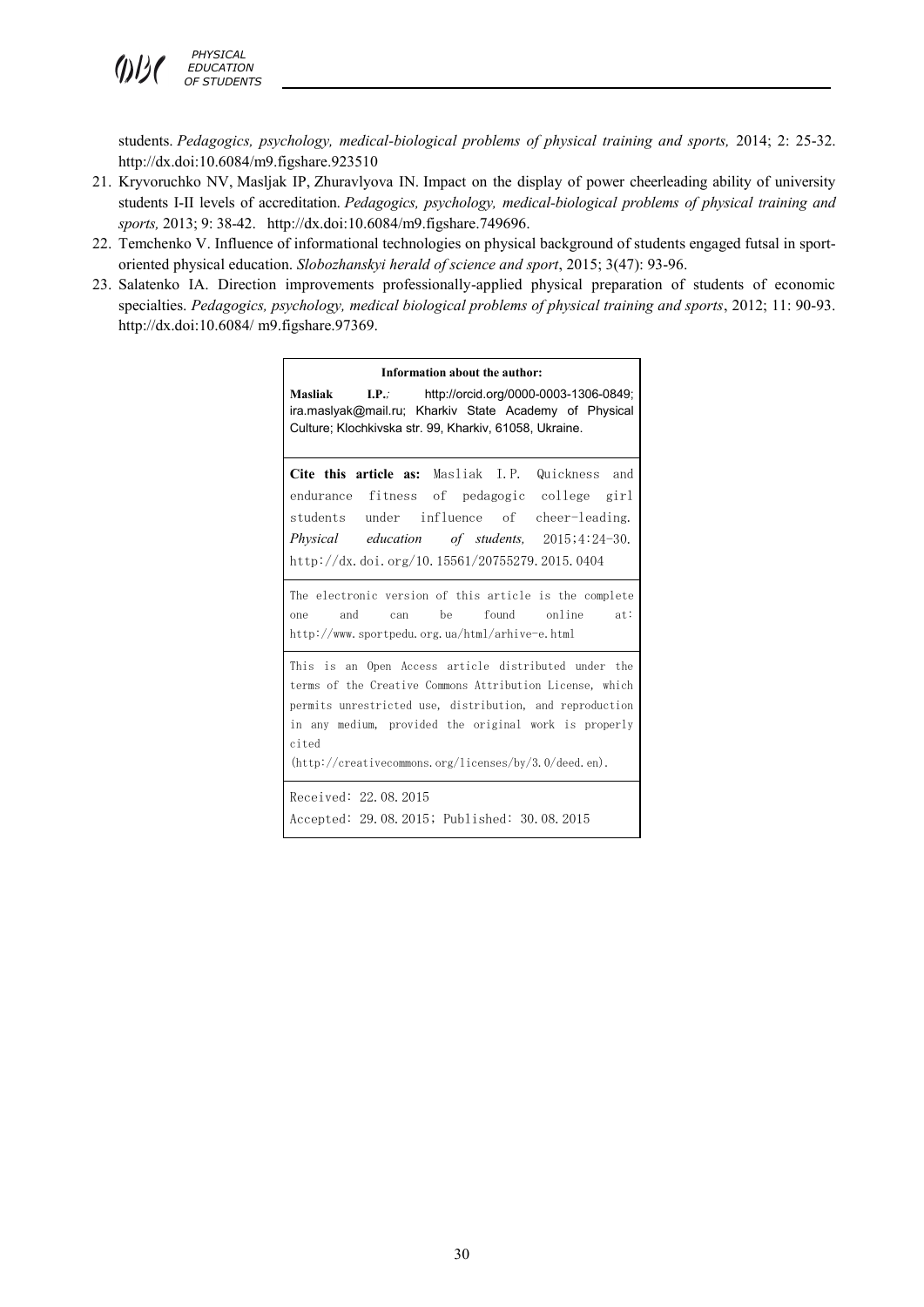students. *Pedagogics, psychology, medical-biological problems of physical training and sports,* 2014; 2: 25-32. http://dx.doi:10.6084/m9.figshare.923510

21. Kryvoruchko NV, Masljak IP, Zhuravlyova IN. Impact on the display of power cheerleading ability of university students I-II levels of accreditation. *Pedagogics, psychology, medical-biological problems of physical training and sports,* 2013; 9: 38-42. http://dx.doi:10.6084/m9.figshare.749696.
22. Temchenko V. Influence of informational technologies on physical background of students engaged futsal in sport-oriented physical education. *Slobozhanskyi herald of science and sport*, 2015; 3(47): 93-96.
23. Salatenko IA. Direction improvements professionally-applied physical preparation of students of economic specialties. *Pedagogics, psychology, medical biological problems of physical training and sports*, 2012; 11: 90-93. http://dx.doi:10.6084/ m9.figshare.97369.

**Information about the author:**

**Masliak I.P.**: http://orcid.org/0000-0003-1306-0849; ira.maslyak@mail.ru; Kharkiv State Academy of Physical Culture; Klochkivska str. 99, Kharkiv, 61058, Ukraine.

**Cite this article as:** Masliak I.P. Quickness and endurance fitness of pedagogic college girl students under influence of cheer-leading. *Physical education of students,* 2015;4:24-30. http://dx.doi.org/10.15561/20755279.2015.0404

The electronic version of this article is the complete one and can be found online at: http://www.sportpedu.org.ua/html/arhive-e.html

This is an Open Access article distributed under the terms of the Creative Commons Attribution License, which permits unrestricted use, distribution, and reproduction in any medium, provided the original work is properly cited (http://creativecommons.org/licenses/by/3.0/deed.en).

Received: 22.08.2015
Accepted: 29.08.2015; Published: 30.08.2015